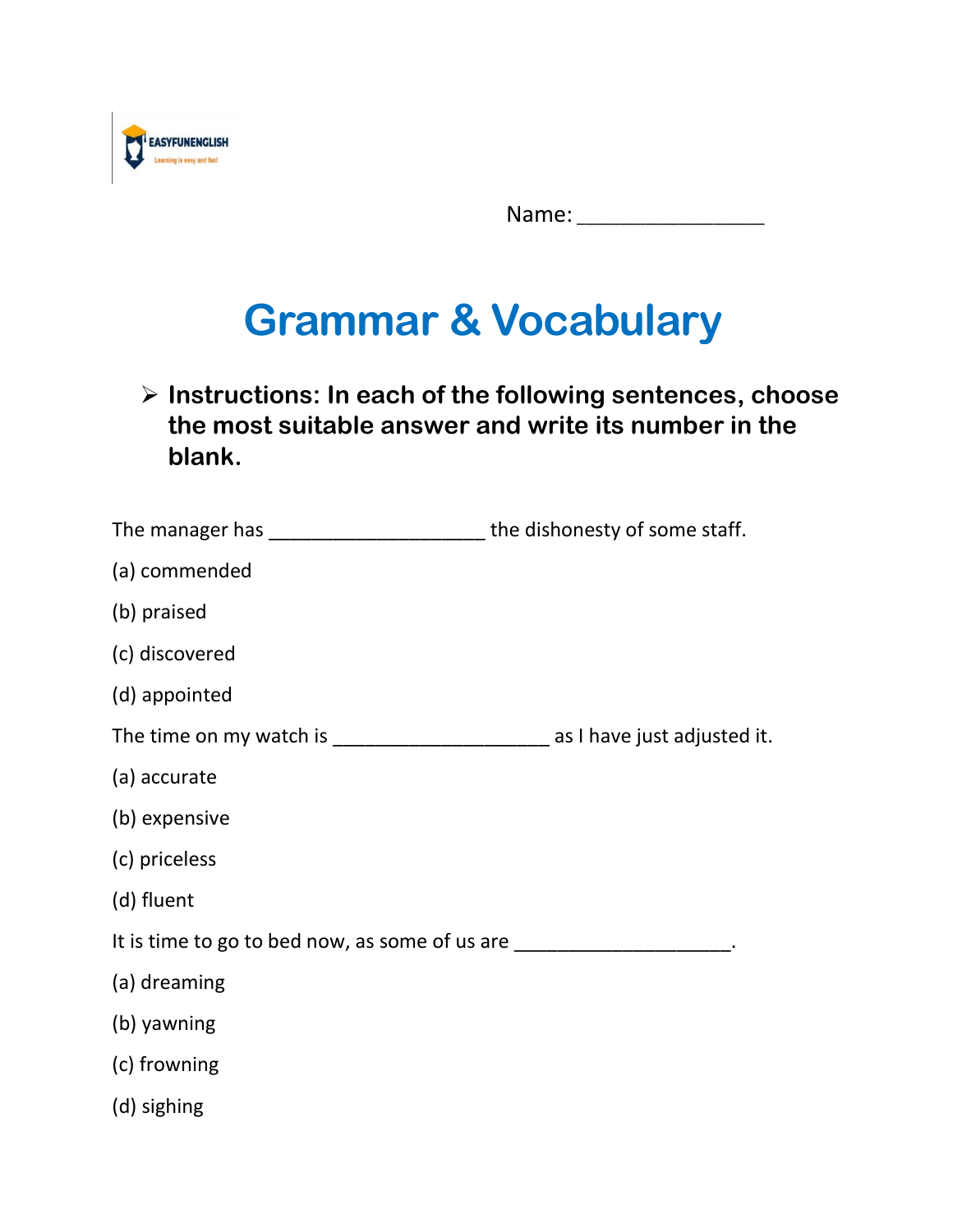Name: ________________

# Grammar & Vocabulary

- **Instructions: In each of the following sentences, choose the most suitable answer and write its number in the blank.**

The manager has ____________________ the dishonesty of some staff.

(a) commended

(b) praised

(c) discovered

(d) appointed

The time on my watch is ____________________ as I have just adjusted it.

(a) accurate

(b) expensive

(c) priceless

(d) fluent

It is time to go to bed now, as some of us are ____________________.

(a) dreaming

(b) yawning

(c) frowning

(d) sighing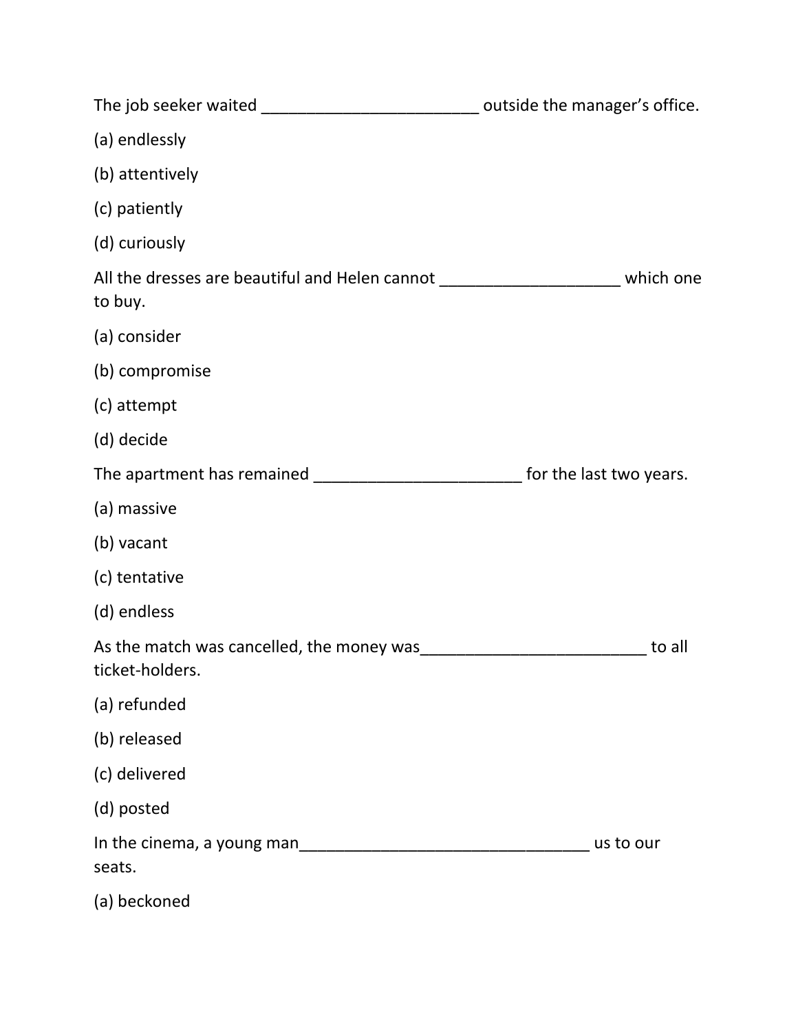The job seeker waited ________________________ outside the manager's office.

(a) endlessly

(b) attentively

(c) patiently

(d) curiously

All the dresses are beautiful and Helen cannot ____________________ which one to buy.

(a) consider

(b) compromise

(c) attempt

(d) decide

The apartment has remained _______________________ for the last two years.

(a) massive

(b) vacant

(c) tentative

(d) endless

As the match was cancelled, the money was_________________________ to all ticket-holders.

(a) refunded

(b) released

(c) delivered

(d) posted

In the cinema, a young man________________________________ us to our seats.

(a) beckoned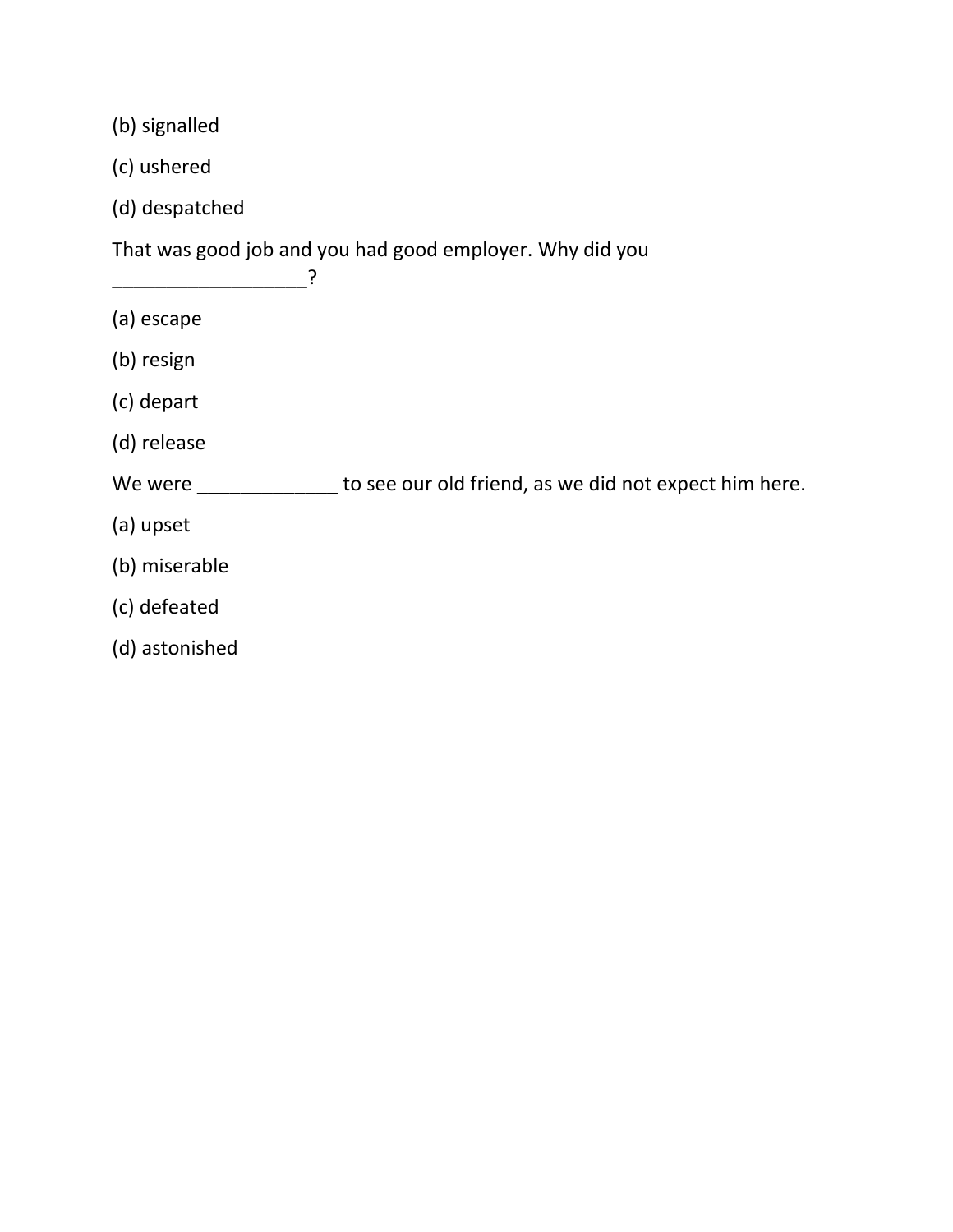(b) signalled

(c) ushered

(d) despatched

That was good job and you had good employer. Why did you __________________?

(a) escape

(b) resign

(c) depart

(d) release

We were _____________ to see our old friend, as we did not expect him here.

(a) upset

(b) miserable

(c) defeated

(d) astonished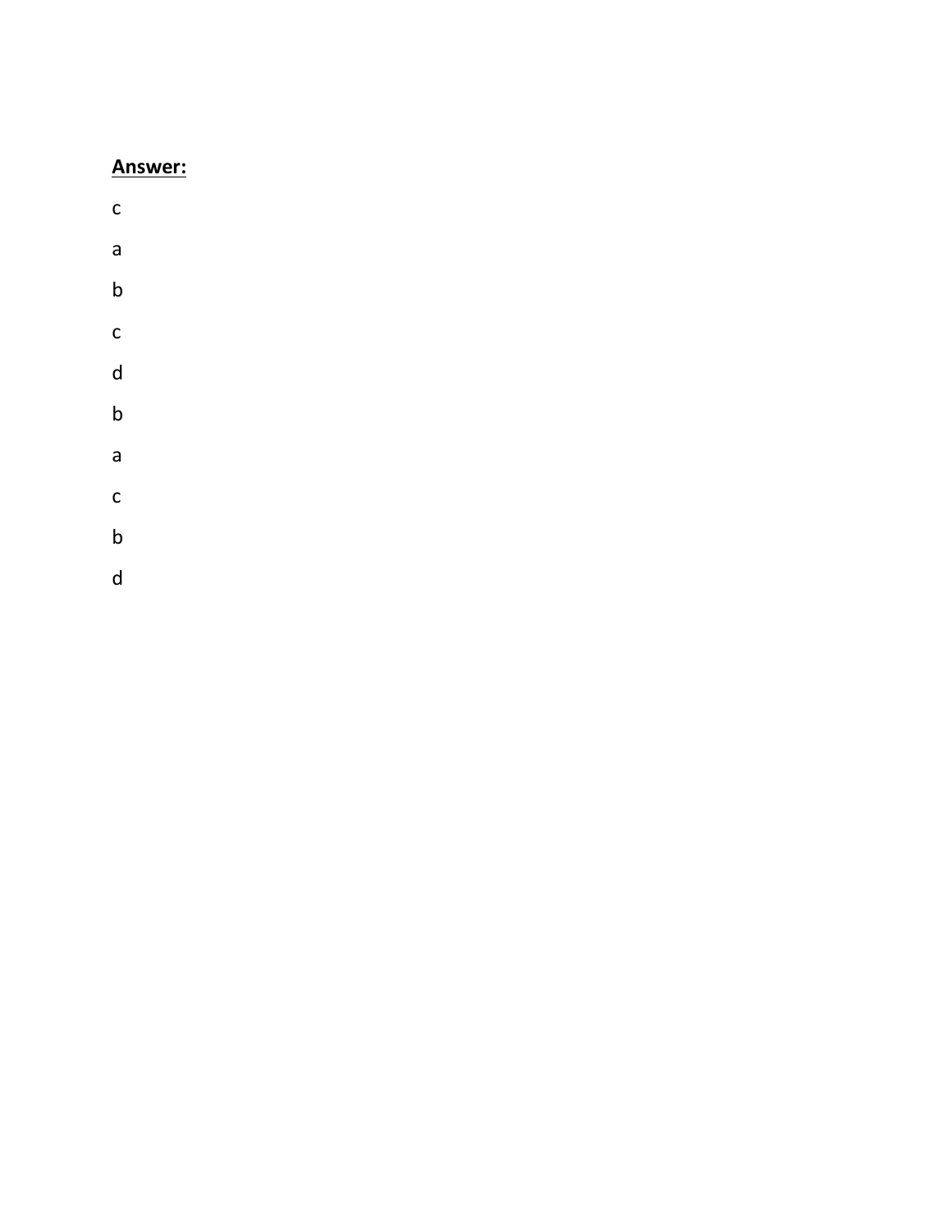**<u>Answer:</u>**

c

a

b

c

d

b

a

c

b

d